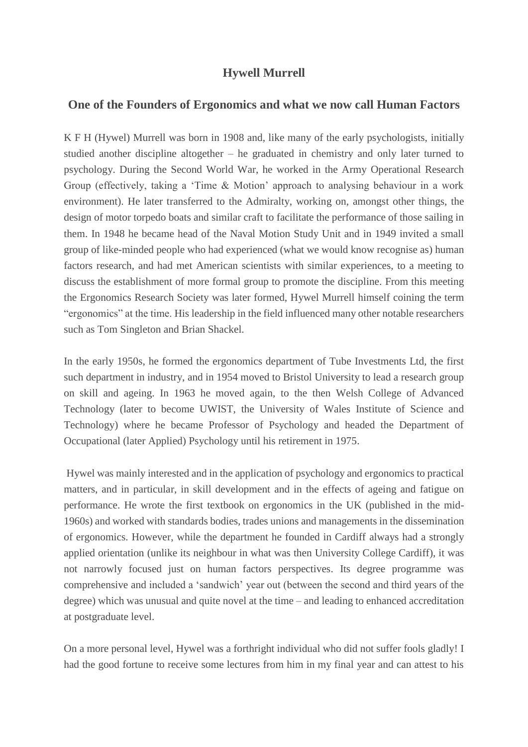# Hywell Murrell

## One of the Founders of Ergonomics and what we now call Human Factors

K F H (Hywel) Murrell was born in 1908 and, like many of the early psychologists, initially studied another discipline altogether – he graduated in chemistry and only later turned to psychology. During the Second World War, he worked in the Army Operational Research Group (effectively, taking a 'Time & Motion' approach to analysing behaviour in a work environment). He later transferred to the Admiralty, working on, amongst other things, the design of motor torpedo boats and similar craft to facilitate the performance of those sailing in them. In 1948 he became head of the Naval Motion Study Unit and in 1949 invited a small group of like-minded people who had experienced (what we would know recognise as) human factors research, and had met American scientists with similar experiences, to a meeting to discuss the establishment of more formal group to promote the discipline. From this meeting the Ergonomics Research Society was later formed, Hywel Murrell himself coining the term "ergonomics" at the time. His leadership in the field influenced many other notable researchers such as Tom Singleton and Brian Shackel.

In the early 1950s, he formed the ergonomics department of Tube Investments Ltd, the first such department in industry, and in 1954 moved to Bristol University to lead a research group on skill and ageing. In 1963 he moved again, to the then Welsh College of Advanced Technology (later to become UWIST, the University of Wales Institute of Science and Technology) where he became Professor of Psychology and headed the Department of Occupational (later Applied) Psychology until his retirement in 1975.

Hywel was mainly interested and in the application of psychology and ergonomics to practical matters, and in particular, in skill development and in the effects of ageing and fatigue on performance. He wrote the first textbook on ergonomics in the UK (published in the mid-1960s) and worked with standards bodies, trades unions and managements in the dissemination of ergonomics. However, while the department he founded in Cardiff always had a strongly applied orientation (unlike its neighbour in what was then University College Cardiff), it was not narrowly focused just on human factors perspectives. Its degree programme was comprehensive and included a 'sandwich' year out (between the second and third years of the degree) which was unusual and quite novel at the time – and leading to enhanced accreditation at postgraduate level.

On a more personal level, Hywel was a forthright individual who did not suffer fools gladly! I had the good fortune to receive some lectures from him in my final year and can attest to his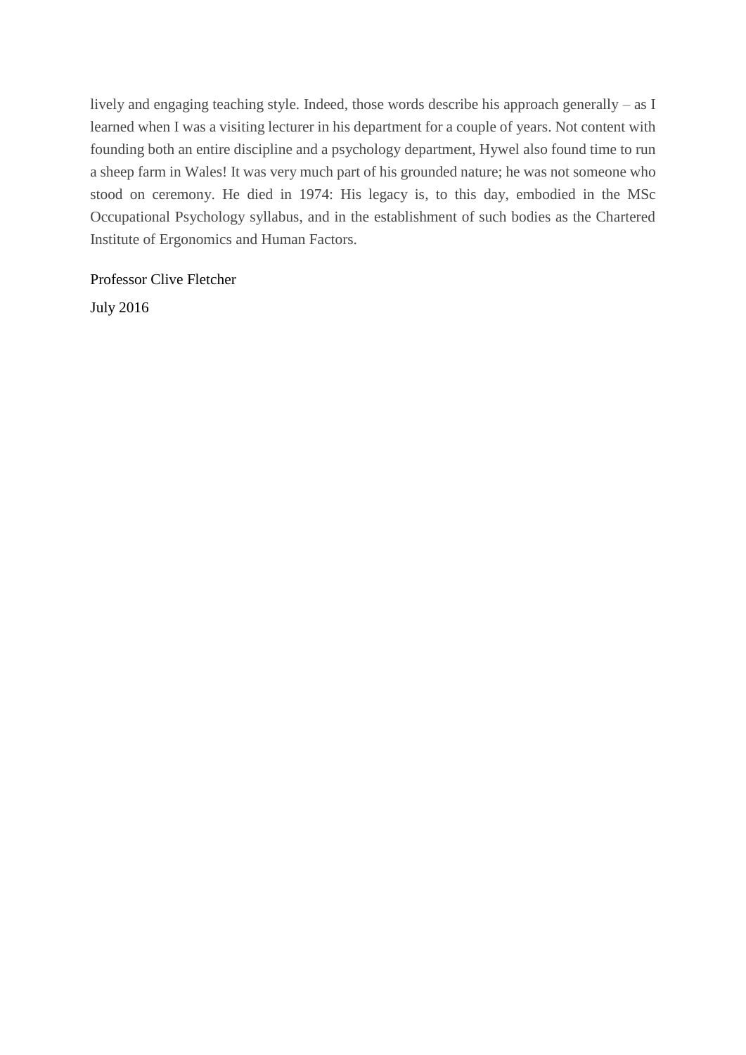lively and engaging teaching style. Indeed, those words describe his approach generally – as I learned when I was a visiting lecturer in his department for a couple of years. Not content with founding both an entire discipline and a psychology department, Hywel also found time to run a sheep farm in Wales! It was very much part of his grounded nature; he was not someone who stood on ceremony. He died in 1974: His legacy is, to this day, embodied in the MSc Occupational Psychology syllabus, and in the establishment of such bodies as the Chartered Institute of Ergonomics and Human Factors.

Professor Clive Fletcher

July 2016